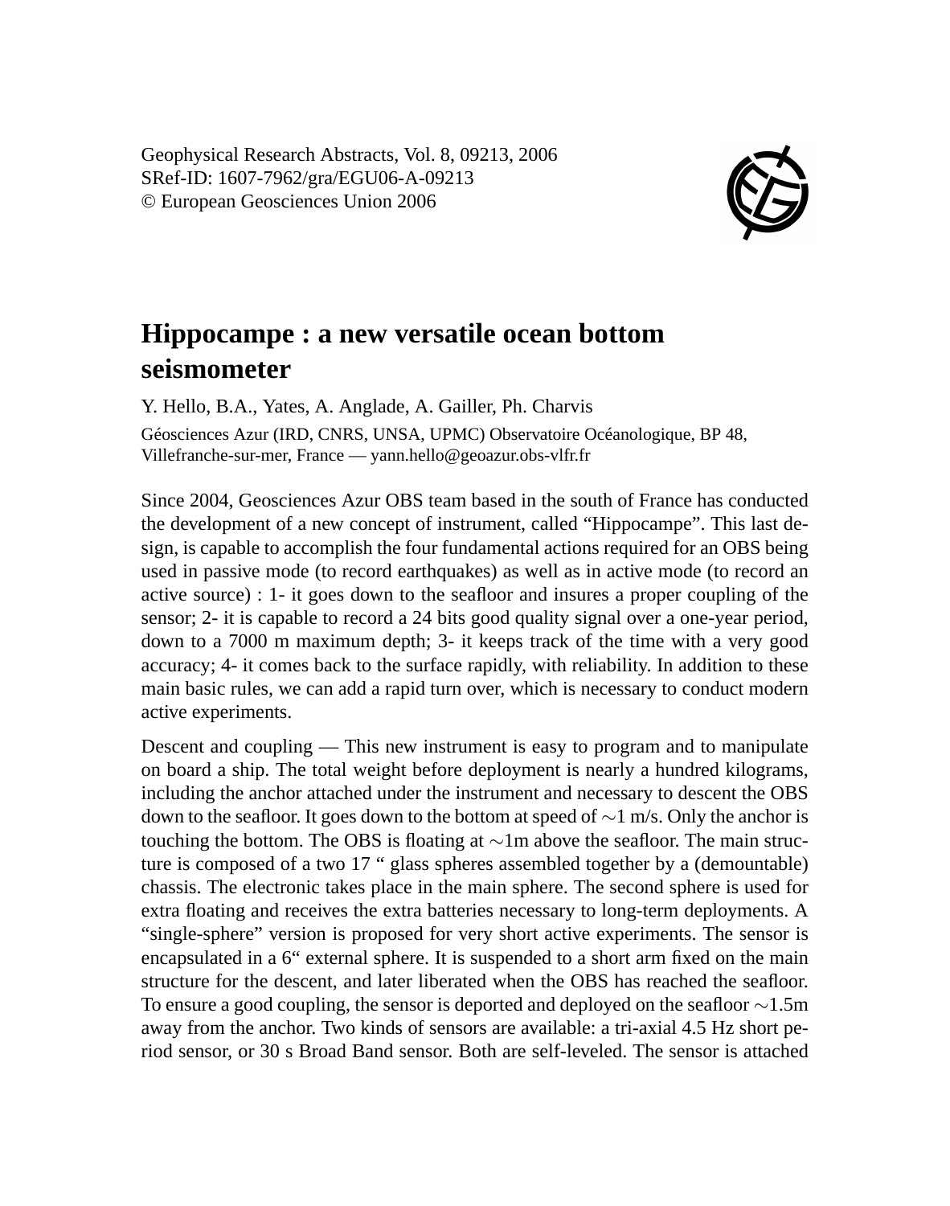Geophysical Research Abstracts, Vol. 8, 09213, 2006
SRef-ID: 1607-7962/gra/EGU06-A-09213
© European Geosciences Union 2006

# Hippocampe : a new versatile ocean bottom seismometer

Y. Hello, B.A., Yates, A. Anglade, A. Gailler, Ph. Charvis

Géosciences Azur (IRD, CNRS, UNSA, UPMC) Observatoire Océanologique, BP 48, Villefranche-sur-mer, France — yann.hello@geoazur.obs-vlfr.fr

Since 2004, Geosciences Azur OBS team based in the south of France has conducted the development of a new concept of instrument, called "Hippocampe". This last design, is capable to accomplish the four fundamental actions required for an OBS being used in passive mode (to record earthquakes) as well as in active mode (to record an active source) : 1- it goes down to the seafloor and insures a proper coupling of the sensor; 2- it is capable to record a 24 bits good quality signal over a one-year period, down to a 7000 m maximum depth; 3- it keeps track of the time with a very good accuracy; 4- it comes back to the surface rapidly, with reliability. In addition to these main basic rules, we can add a rapid turn over, which is necessary to conduct modern active experiments.

Descent and coupling — This new instrument is easy to program and to manipulate on board a ship. The total weight before deployment is nearly a hundred kilograms, including the anchor attached under the instrument and necessary to descent the OBS down to the seafloor. It goes down to the bottom at speed of $\sim$1 m/s. Only the anchor is touching the bottom. The OBS is floating at $\sim$1m above the seafloor. The main structure is composed of a two 17 " glass spheres assembled together by a (demountable) chassis. The electronic takes place in the main sphere. The second sphere is used for extra floating and receives the extra batteries necessary to long-term deployments. A "single-sphere" version is proposed for very short active experiments. The sensor is encapsulated in a 6" external sphere. It is suspended to a short arm fixed on the main structure for the descent, and later liberated when the OBS has reached the seafloor. To ensure a good coupling, the sensor is deported and deployed on the seafloor $\sim$1.5m away from the anchor. Two kinds of sensors are available: a tri-axial 4.5 Hz short period sensor, or 30 s Broad Band sensor. Both are self-leveled. The sensor is attached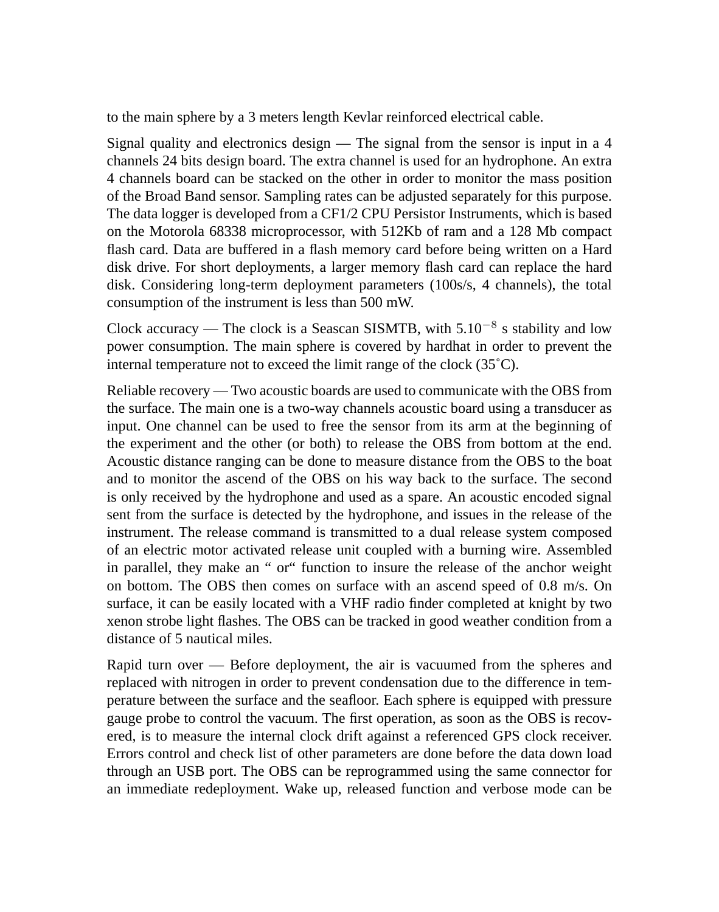to the main sphere by a 3 meters length Kevlar reinforced electrical cable.

Signal quality and electronics design — The signal from the sensor is input in a 4 channels 24 bits design board. The extra channel is used for an hydrophone. An extra 4 channels board can be stacked on the other in order to monitor the mass position of the Broad Band sensor. Sampling rates can be adjusted separately for this purpose. The data logger is developed from a CF1/2 CPU Persistor Instruments, which is based on the Motorola 68338 microprocessor, with 512Kb of ram and a 128 Mb compact flash card. Data are buffered in a flash memory card before being written on a Hard disk drive. For short deployments, a larger memory flash card can replace the hard disk. Considering long-term deployment parameters (100s/s, 4 channels), the total consumption of the instrument is less than 500 mW.

Clock accuracy — The clock is a Seascan SISMTB, with $5.10^{-8}$ s stability and low power consumption. The main sphere is covered by hardhat in order to prevent the internal temperature not to exceed the limit range of the clock (35˚C).

Reliable recovery — Two acoustic boards are used to communicate with the OBS from the surface. The main one is a two-way channels acoustic board using a transducer as input. One channel can be used to free the sensor from its arm at the beginning of the experiment and the other (or both) to release the OBS from bottom at the end. Acoustic distance ranging can be done to measure distance from the OBS to the boat and to monitor the ascend of the OBS on his way back to the surface. The second is only received by the hydrophone and used as a spare. An acoustic encoded signal sent from the surface is detected by the hydrophone, and issues in the release of the instrument. The release command is transmitted to a dual release system composed of an electric motor activated release unit coupled with a burning wire. Assembled in parallel, they make an " or" function to insure the release of the anchor weight on bottom. The OBS then comes on surface with an ascend speed of 0.8 m/s. On surface, it can be easily located with a VHF radio finder completed at knight by two xenon strobe light flashes. The OBS can be tracked in good weather condition from a distance of 5 nautical miles.

Rapid turn over — Before deployment, the air is vacuumed from the spheres and replaced with nitrogen in order to prevent condensation due to the difference in temperature between the surface and the seafloor. Each sphere is equipped with pressure gauge probe to control the vacuum. The first operation, as soon as the OBS is recovered, is to measure the internal clock drift against a referenced GPS clock receiver. Errors control and check list of other parameters are done before the data down load through an USB port. The OBS can be reprogrammed using the same connector for an immediate redeployment. Wake up, released function and verbose mode can be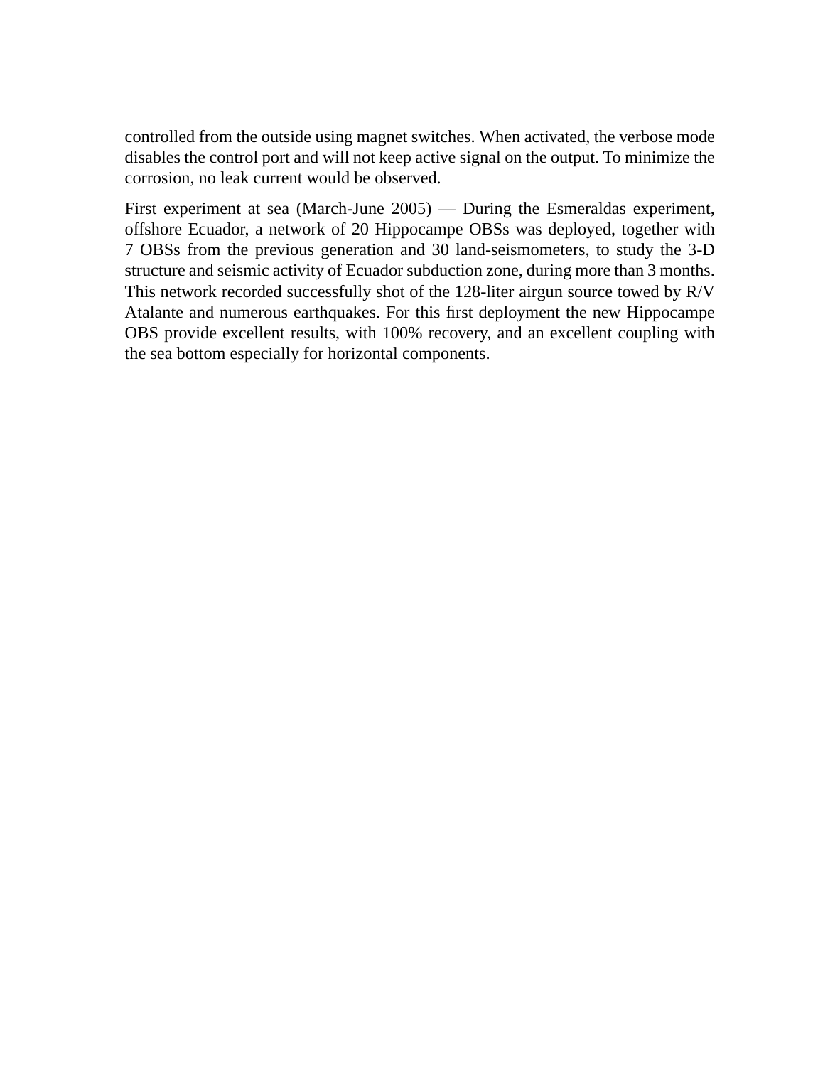controlled from the outside using magnet switches. When activated, the verbose mode disables the control port and will not keep active signal on the output. To minimize the corrosion, no leak current would be observed.

First experiment at sea (March-June 2005) — During the Esmeraldas experiment, offshore Ecuador, a network of 20 Hippocampe OBSs was deployed, together with 7 OBSs from the previous generation and 30 land-seismometers, to study the 3-D structure and seismic activity of Ecuador subduction zone, during more than 3 months. This network recorded successfully shot of the 128-liter airgun source towed by R/V Atalante and numerous earthquakes. For this first deployment the new Hippocampe OBS provide excellent results, with 100% recovery, and an excellent coupling with the sea bottom especially for horizontal components.